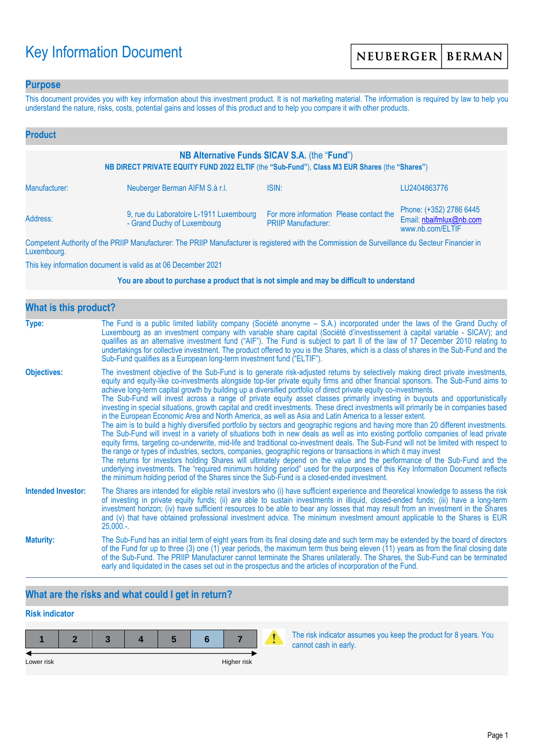# Key Information Document

NEUBERGER | BERMAN

## Purpose

This document provides you with key information about this investment product. It is not marketing material. The information is required by law to help you understand the nature, risks, costs, potential gains and losses of this product and to help you compare it with other products.

## Product

**NB Alternative Funds SICAV S.A.** (the "**Fund**")

**NB DIRECT PRIVATE EQUITY FUND 2022 ELTIF** (the **"Sub-Fund"**), **Class M3 EUR Shares** (the **"Shares"**)

| | | | |
|---|---|---|---|
| Manufacturer: | Neuberger Berman AIFM S.à r.l. | ISIN: | LU2404863776 |
| Address: | 9, rue du Laboratoire L-1911 Luxembourg - Grand Duchy of Luxembourg | For more information Please contact the PRIIP Manufacturer: | Phone: (+352) 2786 6445<br>Email: nbaifmlux@nb.com<br>www.nb.com/ELTIF |

Competent Authority of the PRIIP Manufacturer: The PRIIP Manufacturer is registered with the Commission de Surveillance du Secteur Financier in Luxembourg.

This key information document is valid as at 06 December 2021

**You are about to purchase a product that is not simple and may be difficult to understand**

## What is this product?

**Type:** The Fund is a public limited liability company (Société anonyme – S.A.) incorporated under the laws of the Grand Duchy of Luxembourg as an investment company with variable share capital (Société d'investissement à capital variable - SICAV); and qualifies as an alternative investment fund ("AIF"). The Fund is subject to part II of the law of 17 December 2010 relating to undertakings for collective investment. The product offered to you is the Shares, which is a class of shares in the Sub-Fund and the Sub-Fund qualifies as a European long-term investment fund ("ELTIF").

**Objectives:** The investment objective of the Sub-Fund is to generate risk-adjusted returns by selectively making direct private investments, equity and equity-like co-investments alongside top-tier private equity firms and other financial sponsors. The Sub-Fund aims to achieve long-term capital growth by building up a diversified portfolio of direct private equity co-investments.
The Sub-Fund will invest across a range of private equity asset classes primarily investing in buyouts and opportunistically investing in special situations, growth capital and credit investments. These direct investments will primarily be in companies based in the European Economic Area and North America, as well as Asia and Latin America to a lesser extent.
The aim is to build a highly diversified portfolio by sectors and geographic regions and having more than 20 different investments. The Sub-Fund will invest in a variety of situations both in new deals as well as into existing portfolio companies of lead private equity firms, targeting co-underwrite, mid-life and traditional co-investment deals. The Sub-Fund will not be limited with respect to the range or types of industries, sectors, companies, geographic regions or transactions in which it may invest
The returns for investors holding Shares will ultimately depend on the value and the performance of the Sub-Fund and the underlying investments. The "required minimum holding period" used for the purposes of this Key Information Document reflects the minimum holding period of the Shares since the Sub-Fund is a closed-ended investment.

**Intended Investor:** The Shares are intended for eligible retail investors who (i) have sufficient experience and theoretical knowledge to assess the risk of investing in private equity funds; (ii) are able to sustain investments in illiquid, closed-ended funds; (iii) have a long-term investment horizon; (iv) have sufficient resources to be able to bear any losses that may result from an investment in the Shares and (v) that have obtained professional investment advice. The minimum investment amount applicable to the Shares is EUR 25,000.-.

**Maturity:** The Sub-Fund has an initial term of eight years from its final closing date and such term may be extended by the board of directors of the Fund for up to three (3) one (1) year periods, the maximum term thus being eleven (11) years as from the final closing date of the Sub-Fund. The PRIIP Manufacturer cannot terminate the Shares unilaterally. The Shares, the Sub-Fund can be terminated early and liquidated in the cases set out in the prospectus and the articles of incorporation of the Fund.

## What are the risks and what could I get in return?

### Risk indicator

| 1 | 2 | 3 | 4 | 5 | **6** | 7 |
|---|---|---|---|---|---|---|

Lower risk ← → Higher risk

The risk indicator assumes you keep the product for 8 years. You cannot cash in early.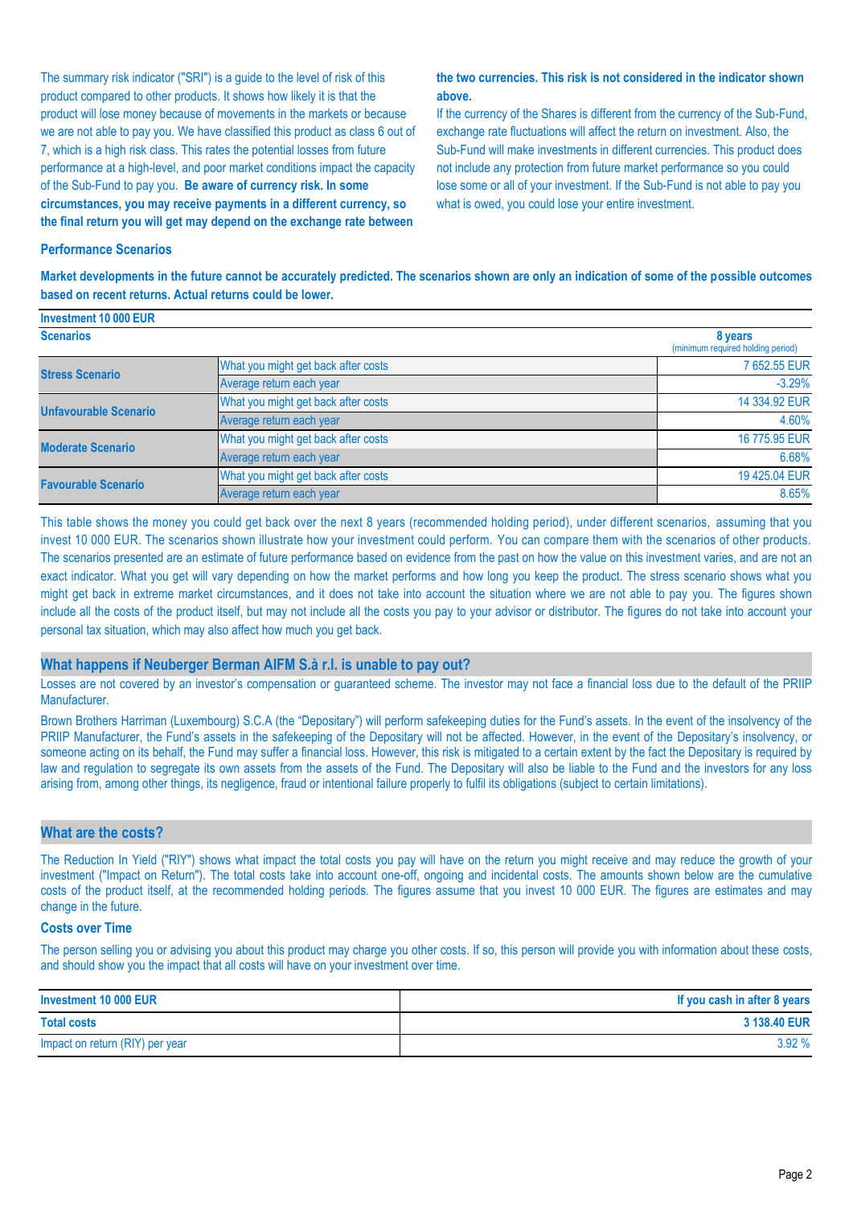The summary risk indicator ("SRI") is a guide to the level of risk of this product compared to other products. It shows how likely it is that the product will lose money because of movements in the markets or because we are not able to pay you. We have classified this product as class 6 out of 7, which is a high risk class. This rates the potential losses from future performance at a high-level, and poor market conditions impact the capacity of the Sub-Fund to pay you. **Be aware of currency risk. In some circumstances, you may receive payments in a different currency, so the final return you will get may depend on the exchange rate between the two currencies. This risk is not considered in the indicator shown above.**

If the currency of the Shares is different from the currency of the Sub-Fund, exchange rate fluctuations will affect the return on investment. Also, the Sub-Fund will make investments in different currencies. This product does not include any protection from future market performance so you could lose some or all of your investment. If the Sub-Fund is not able to pay you what is owed, you could lose your entire investment.

### Performance Scenarios

**Market developments in the future cannot be accurately predicted. The scenarios shown are only an indication of some of the possible outcomes based on recent returns. Actual returns could be lower.**

| Investment 10 000 EUR | | |
|---|---|---|
| **Scenarios** | | **8 years** (minimum required holding period) |
| **Stress Scenario** | What you might get back after costs | 7 652.55 EUR |
| | Average return each year | -3.29% |
| **Unfavourable Scenario** | What you might get back after costs | 14 334.92 EUR |
| | Average return each year | 4.60% |
| **Moderate Scenario** | What you might get back after costs | 16 775.95 EUR |
| | Average return each year | 6.68% |
| **Favourable Scenario** | What you might get back after costs | 19 425.04 EUR |
| | Average return each year | 8.65% |

This table shows the money you could get back over the next 8 years (recommended holding period), under different scenarios, assuming that you invest 10 000 EUR. The scenarios shown illustrate how your investment could perform. You can compare them with the scenarios of other products. The scenarios presented are an estimate of future performance based on evidence from the past on how the value on this investment varies, and are not an exact indicator. What you get will vary depending on how the market performs and how long you keep the product. The stress scenario shows what you might get back in extreme market circumstances, and it does not take into account the situation where we are not able to pay you. The figures shown include all the costs of the product itself, but may not include all the costs you pay to your advisor or distributor. The figures do not take into account your personal tax situation, which may also affect how much you get back.

## What happens if Neuberger Berman AIFM S.à r.l. is unable to pay out?

Losses are not covered by an investor's compensation or guaranteed scheme. The investor may not face a financial loss due to the default of the PRIIP Manufacturer.

Brown Brothers Harriman (Luxembourg) S.C.A (the "Depositary") will perform safekeeping duties for the Fund's assets. In the event of the insolvency of the PRIIP Manufacturer, the Fund's assets in the safekeeping of the Depositary will not be affected. However, in the event of the Depositary's insolvency, or someone acting on its behalf, the Fund may suffer a financial loss. However, this risk is mitigated to a certain extent by the fact the Depositary is required by law and regulation to segregate its own assets from the assets of the Fund. The Depositary will also be liable to the Fund and the investors for any loss arising from, among other things, its negligence, fraud or intentional failure properly to fulfil its obligations (subject to certain limitations).

## What are the costs?

The Reduction In Yield ("RIY") shows what impact the total costs you pay will have on the return you might receive and may reduce the growth of your investment ("Impact on Return"). The total costs take into account one-off, ongoing and incidental costs. The amounts shown below are the cumulative costs of the product itself, at the recommended holding periods. The figures assume that you invest 10 000 EUR. The figures are estimates and may change in the future.

### Costs over Time

The person selling you or advising you about this product may charge you other costs. If so, this person will provide you with information about these costs, and should show you the impact that all costs will have on your investment over time.

| Investment 10 000 EUR | If you cash in after 8 years |
|---|---|
| **Total costs** | **3 138.40 EUR** |
| Impact on return (RIY) per year | 3.92 % |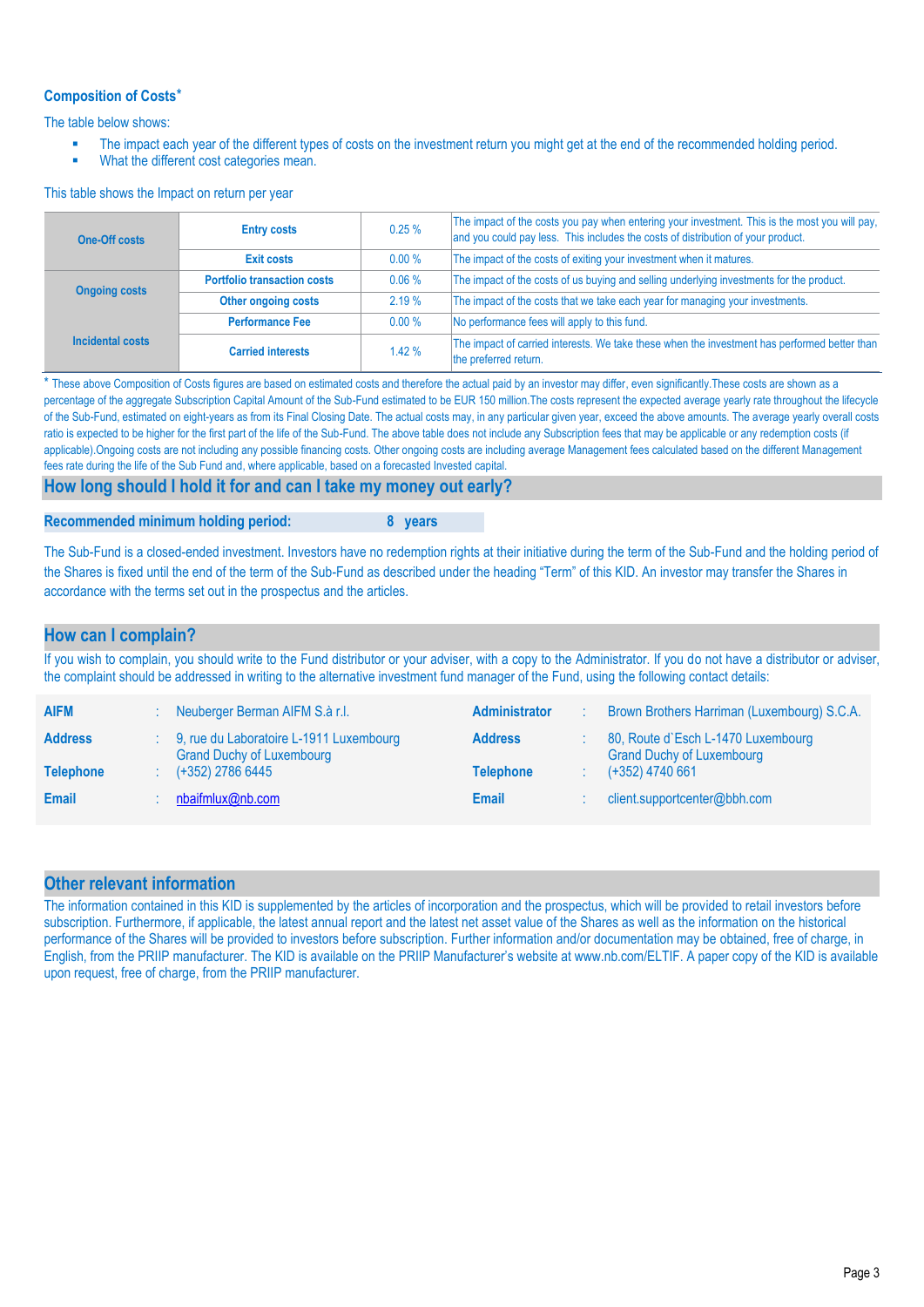### Composition of Costs*

The table below shows:

- The impact each year of the different types of costs on the investment return you might get at the end of the recommended holding period.
- What the different cost categories mean.

This table shows the Impact on return per year

| | | | |
|---|---|---|---|
| **One-Off costs** | **Entry costs** | 0.25 % | The impact of the costs you pay when entering your investment. This is the most you will pay, and you could pay less. This includes the costs of distribution of your product. |
| | **Exit costs** | 0.00 % | The impact of the costs of exiting your investment when it matures. |
| **Ongoing costs** | **Portfolio transaction costs** | 0.06 % | The impact of the costs of us buying and selling underlying investments for the product. |
| | **Other ongoing costs** | 2.19 % | The impact of the costs that we take each year for managing your investments. |
| **Incidental costs** | **Performance Fee** | 0.00 % | No performance fees will apply to this fund. |
| | **Carried interests** | 1.42 % | The impact of carried interests. We take these when the investment has performed better than the preferred return. |

* These above Composition of Costs figures are based on estimated costs and therefore the actual paid by an investor may differ, even significantly.These costs are shown as a percentage of the aggregate Subscription Capital Amount of the Sub-Fund estimated to be EUR 150 million.The costs represent the expected average yearly rate throughout the lifecycle of the Sub-Fund, estimated on eight-years as from its Final Closing Date. The actual costs may, in any particular given year, exceed the above amounts. The average yearly overall costs ratio is expected to be higher for the first part of the life of the Sub-Fund. The above table does not include any Subscription fees that may be applicable or any redemption costs (if applicable).Ongoing costs are not including any possible financing costs. Other ongoing costs are including average Management fees calculated based on the different Management fees rate during the life of the Sub Fund and, where applicable, based on a forecasted Invested capital.

## How long should I hold it for and can I take my money out early?

**Recommended minimum holding period:** **8 years**

The Sub-Fund is a closed-ended investment. Investors have no redemption rights at their initiative during the term of the Sub-Fund and the holding period of the Shares is fixed until the end of the term of the Sub-Fund as described under the heading "Term" of this KID. An investor may transfer the Shares in accordance with the terms set out in the prospectus and the articles.

## How can I complain?

If you wish to complain, you should write to the Fund distributor or your adviser, with a copy to the Administrator. If you do not have a distributor or adviser, the complaint should be addressed in writing to the alternative investment fund manager of the Fund, using the following contact details:

**AIFM** : Neuberger Berman AIFM S.à r.l.
**Address** : 9, rue du Laboratoire L-1911 Luxembourg Grand Duchy of Luxembourg
**Telephone** : (+352) 2786 6445
**Email** : nbaifmlux@nb.com

**Administrator** : Brown Brothers Harriman (Luxembourg) S.C.A.
**Address** : 80, Route d`Esch L-1470 Luxembourg Grand Duchy of Luxembourg
**Telephone** : (+352) 4740 661
**Email** : client.supportcenter@bbh.com

## Other relevant information

The information contained in this KID is supplemented by the articles of incorporation and the prospectus, which will be provided to retail investors before subscription. Furthermore, if applicable, the latest annual report and the latest net asset value of the Shares as well as the information on the historical performance of the Shares will be provided to investors before subscription. Further information and/or documentation may be obtained, free of charge, in English, from the PRIIP manufacturer. The KID is available on the PRIIP Manufacturer's website at www.nb.com/ELTIF. A paper copy of the KID is available upon request, free of charge, from the PRIIP manufacturer.